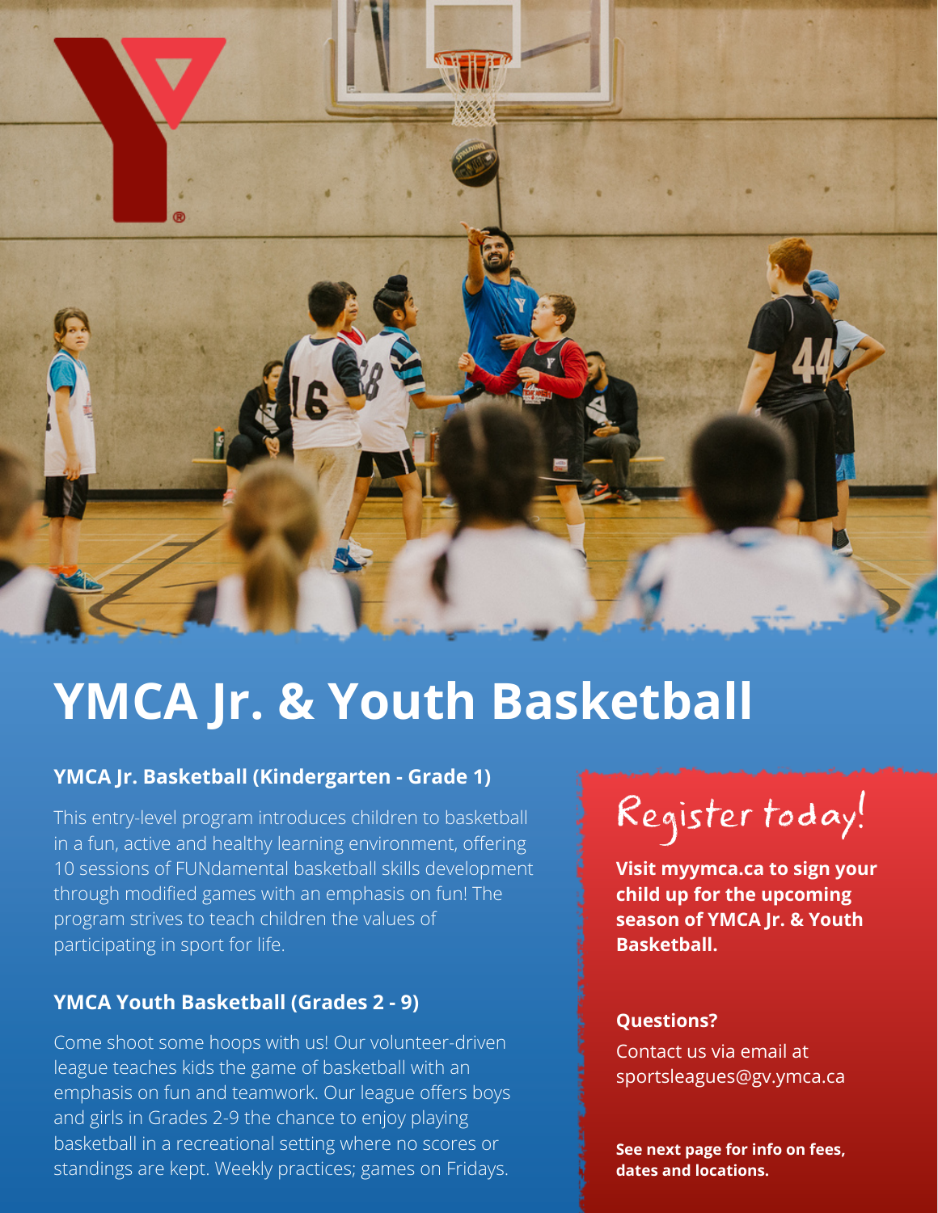# YMCA Jr. & Youth Basketball

### YMCA Jr. Basketball (Kindergarten - Grade 1)

This entry-level program introduces children to basketball in a fun, active and healthy learning environment, offering 10 sessions of FUNdamental basketball skills development through modified games with an emphasis on fun! The program strives to teach children the values of participating in sport for life.

### YMCA Youth Basketball (Grades 2 - 9)

Come shoot some hoops with us! Our volunteer-driven league teaches kids the game of basketball with an emphasis on fun and teamwork. Our league offers boys and girls in Grades 2-9 the chance to enjoy playing basketball in a recreational setting where no scores or standings are kept. Weekly practices; games on Fridays.

## Register today!

**Visit myymca.ca to sign your child up for the upcoming season of YMCA Jr. & Youth Basketball.**

**Questions?**

Contact us via email at sportsleagues@gv.ymca.ca

**See next page for info on fees, dates and locations.**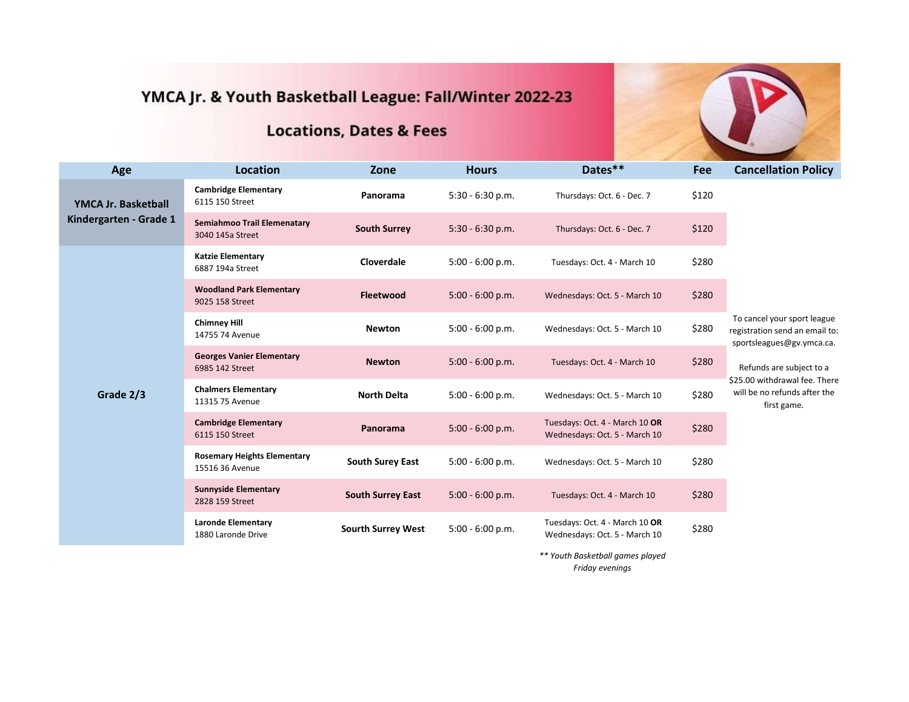# YMCA Jr. & Youth Basketball League: Fall/Winter 2022-23

## Locations, Dates & Fees

| Age | Location | Zone | Hours | Dates** | Fee | Cancellation Policy |
|---|---|---|---|---|---|---|
| **YMCA Jr. Basketball Kindergarten - Grade 1** | **Cambridge Elementary** 6115 150 Street | **Panorama** | 5:30 - 6:30 p.m. | Thursdays: Oct. 6 - Dec. 7 | $120 | To cancel your sport league registration send an email to: sportsleagues@gv.ymca.ca. Refunds are subject to a $25.00 withdrawal fee. There will be no refunds after the first game. |
| | **Semiahmoo Trail Elemenatary** 3040 145a Street | **South Surrey** | 5:30 - 6:30 p.m. | Thursdays: Oct. 6 - Dec. 7 | $120 | |
| **Grade 2/3** | **Katzie Elementary** 6887 194a Street | **Cloverdale** | 5:00 - 6:00 p.m. | Tuesdays: Oct. 4 - March 10 | $280 | |
| | **Woodland Park Elementary** 9025 158 Street | **Fleetwood** | 5:00 - 6:00 p.m. | Wednesdays: Oct. 5 - March 10 | $280 | |
| | **Chimney Hill** 14755 74 Avenue | **Newton** | 5:00 - 6:00 p.m. | Wednesdays: Oct. 5 - March 10 | $280 | |
| | **Georges Vanier Elementary** 6985 142 Street | **Newton** | 5:00 - 6:00 p.m. | Tuesdays: Oct. 4 - March 10 | $280 | |
| | **Chalmers Elementary** 11315 75 Avenue | **North Delta** | 5:00 - 6:00 p.m. | Wednesdays: Oct. 5 - March 10 | $280 | |
| | **Cambridge Elementary** 6115 150 Street | **Panorama** | 5:00 - 6:00 p.m. | Tuesdays: Oct. 4 - March 10 **OR** Wednesdays: Oct. 5 - March 10 | $280 | |
| | **Rosemary Heights Elementary** 15516 36 Avenue | **South Surey East** | 5:00 - 6:00 p.m. | Wednesdays: Oct. 5 - March 10 | $280 | |
| | **Sunnyside Elementary** 2828 159 Street | **South Surrey East** | 5:00 - 6:00 p.m. | Tuesdays: Oct. 4 - March 10 | $280 | |
| | **Laronde Elementary** 1880 Laronde Drive | **Sourth Surrey West** | 5:00 - 6:00 p.m. | Tuesdays: Oct. 4 - March 10 **OR** Wednesdays: Oct. 5 - March 10 | $280 | |

*** Youth Basketball games played Friday evenings*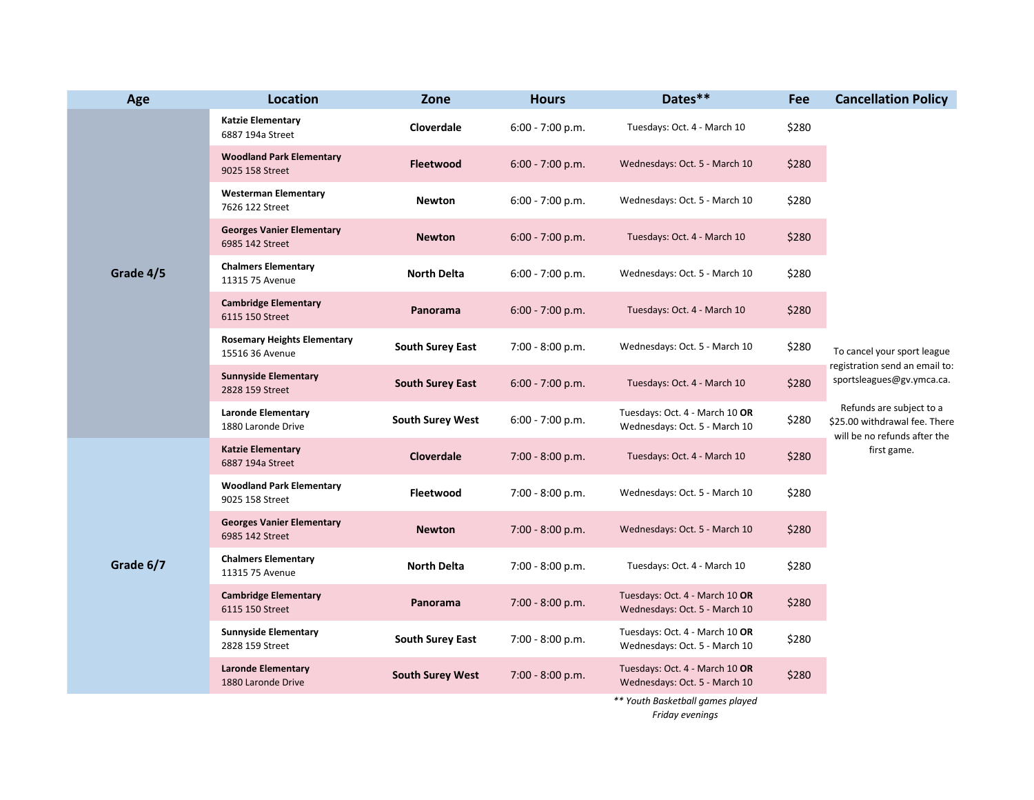| Age | Location | Zone | Hours | Dates** | Fee | Cancellation Policy |
|---|---|---|---|---|---|---|
| Grade 4/5 | **Katzie Elementary** 6887 194a Street | **Cloverdale** | 6:00 - 7:00 p.m. | Tuesdays: Oct. 4 - March 10 | $280 | To cancel your sport league registration send an email to: sportsleagues@gv.ymca.ca. Refunds are subject to a $25.00 withdrawal fee. There will be no refunds after the first game. |
| | **Woodland Park Elementary** 9025 158 Street | **Fleetwood** | 6:00 - 7:00 p.m. | Wednesdays: Oct. 5 - March 10 | $280 | |
| | **Westerman Elementary** 7626 122 Street | **Newton** | 6:00 - 7:00 p.m. | Wednesdays: Oct. 5 - March 10 | $280 | |
| | **Georges Vanier Elementary** 6985 142 Street | **Newton** | 6:00 - 7:00 p.m. | Tuesdays: Oct. 4 - March 10 | $280 | |
| | **Chalmers Elementary** 11315 75 Avenue | **North Delta** | 6:00 - 7:00 p.m. | Wednesdays: Oct. 5 - March 10 | $280 | |
| | **Cambridge Elementary** 6115 150 Street | **Panorama** | 6:00 - 7:00 p.m. | Tuesdays: Oct. 4 - March 10 | $280 | |
| | **Rosemary Heights Elementary** 15516 36 Avenue | **South Surey East** | 7:00 - 8:00 p.m. | Wednesdays: Oct. 5 - March 10 | $280 | |
| | **Sunnyside Elementary** 2828 159 Street | **South Surey East** | 6:00 - 7:00 p.m. | Tuesdays: Oct. 4 - March 10 | $280 | |
| | **Laronde Elementary** 1880 Laronde Drive | **South Surey West** | 6:00 - 7:00 p.m. | Tuesdays: Oct. 4 - March 10 **OR** Wednesdays: Oct. 5 - March 10 | $280 | |
| Grade 6/7 | **Katzie Elementary** 6887 194a Street | **Cloverdale** | 7:00 - 8:00 p.m. | Tuesdays: Oct. 4 - March 10 | $280 | |
| | **Woodland Park Elementary** 9025 158 Street | **Fleetwood** | 7:00 - 8:00 p.m. | Wednesdays: Oct. 5 - March 10 | $280 | |
| | **Georges Vanier Elementary** 6985 142 Street | **Newton** | 7:00 - 8:00 p.m. | Wednesdays: Oct. 5 - March 10 | $280 | |
| | **Chalmers Elementary** 11315 75 Avenue | **North Delta** | 7:00 - 8:00 p.m. | Tuesdays: Oct. 4 - March 10 | $280 | |
| | **Cambridge Elementary** 6115 150 Street | **Panorama** | 7:00 - 8:00 p.m. | Tuesdays: Oct. 4 - March 10 **OR** Wednesdays: Oct. 5 - March 10 | $280 | |
| | **Sunnyside Elementary** 2828 159 Street | **South Surey East** | 7:00 - 8:00 p.m. | Tuesdays: Oct. 4 - March 10 **OR** Wednesdays: Oct. 5 - March 10 | $280 | |
| | **Laronde Elementary** 1880 Laronde Drive | **South Surey West** | 7:00 - 8:00 p.m. | Tuesdays: Oct. 4 - March 10 **OR** Wednesdays: Oct. 5 - March 10 | $280 | |

*** Youth Basketball games played Friday evenings*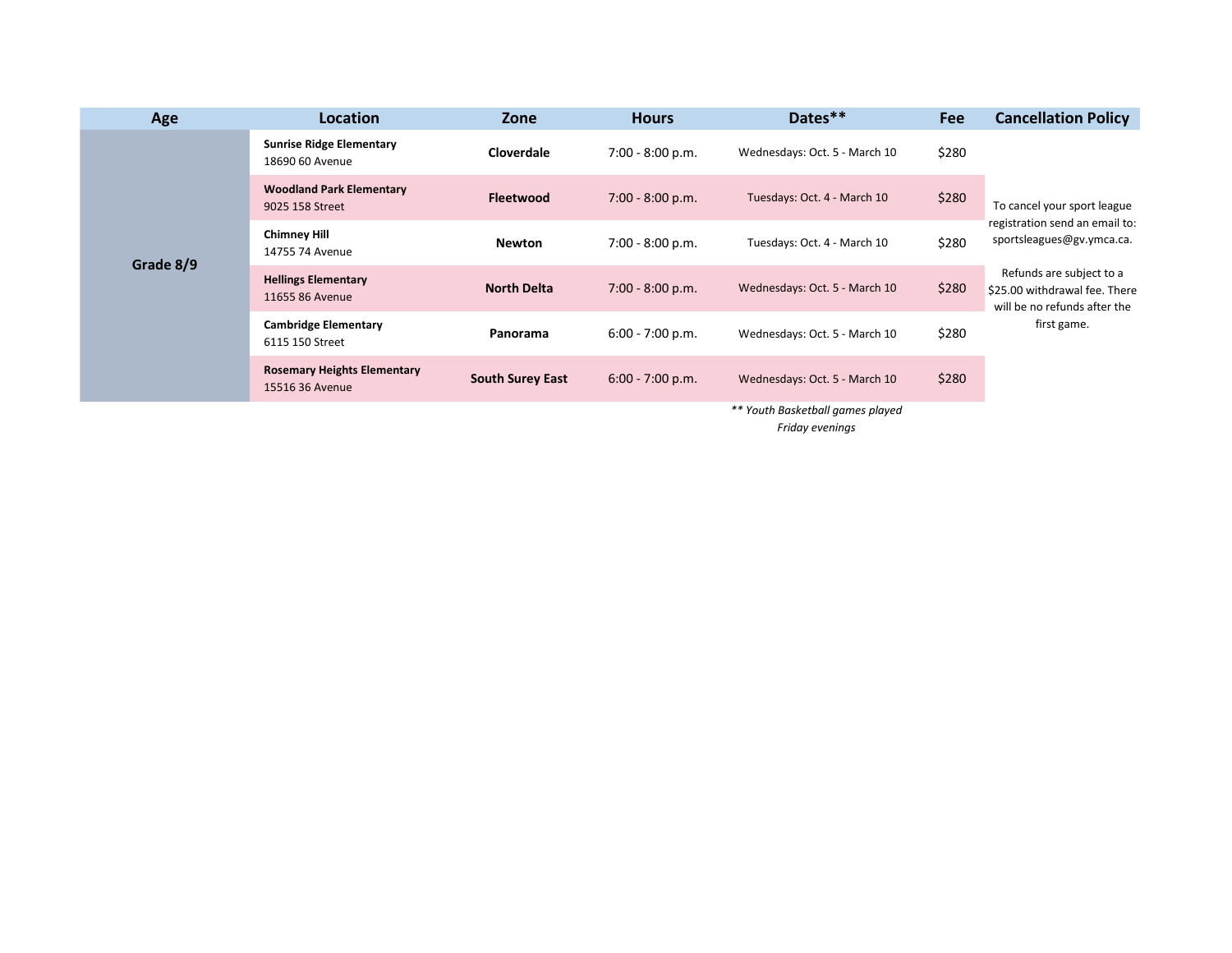| Age | Location | Zone | Hours | Dates** | Fee | Cancellation Policy |
|---|---|---|---|---|---|---|
| Grade 8/9 | **Sunrise Ridge Elementary** 18690 60 Avenue | **Cloverdale** | 7:00 - 8:00 p.m. | Wednesdays: Oct. 5 - March 10 | $280 | To cancel your sport league registration send an email to: sportsleagues@gv.ymca.ca. Refunds are subject to a $25.00 withdrawal fee. There will be no refunds after the first game. |
| | **Woodland Park Elementary** 9025 158 Street | **Fleetwood** | 7:00 - 8:00 p.m. | Tuesdays: Oct. 4 - March 10 | $280 | |
| | **Chimney Hill** 14755 74 Avenue | **Newton** | 7:00 - 8:00 p.m. | Tuesdays: Oct. 4 - March 10 | $280 | |
| | **Hellings Elementary** 11655 86 Avenue | **North Delta** | 7:00 - 8:00 p.m. | Wednesdays: Oct. 5 - March 10 | $280 | |
| | **Cambridge Elementary** 6115 150 Street | **Panorama** | 6:00 - 7:00 p.m. | Wednesdays: Oct. 5 - March 10 | $280 | |
| | **Rosemary Heights Elementary** 15516 36 Avenue | **South Surey East** | 6:00 - 7:00 p.m. | Wednesdays: Oct. 5 - March 10 | $280 | |

*** Youth Basketball games played Friday evenings*